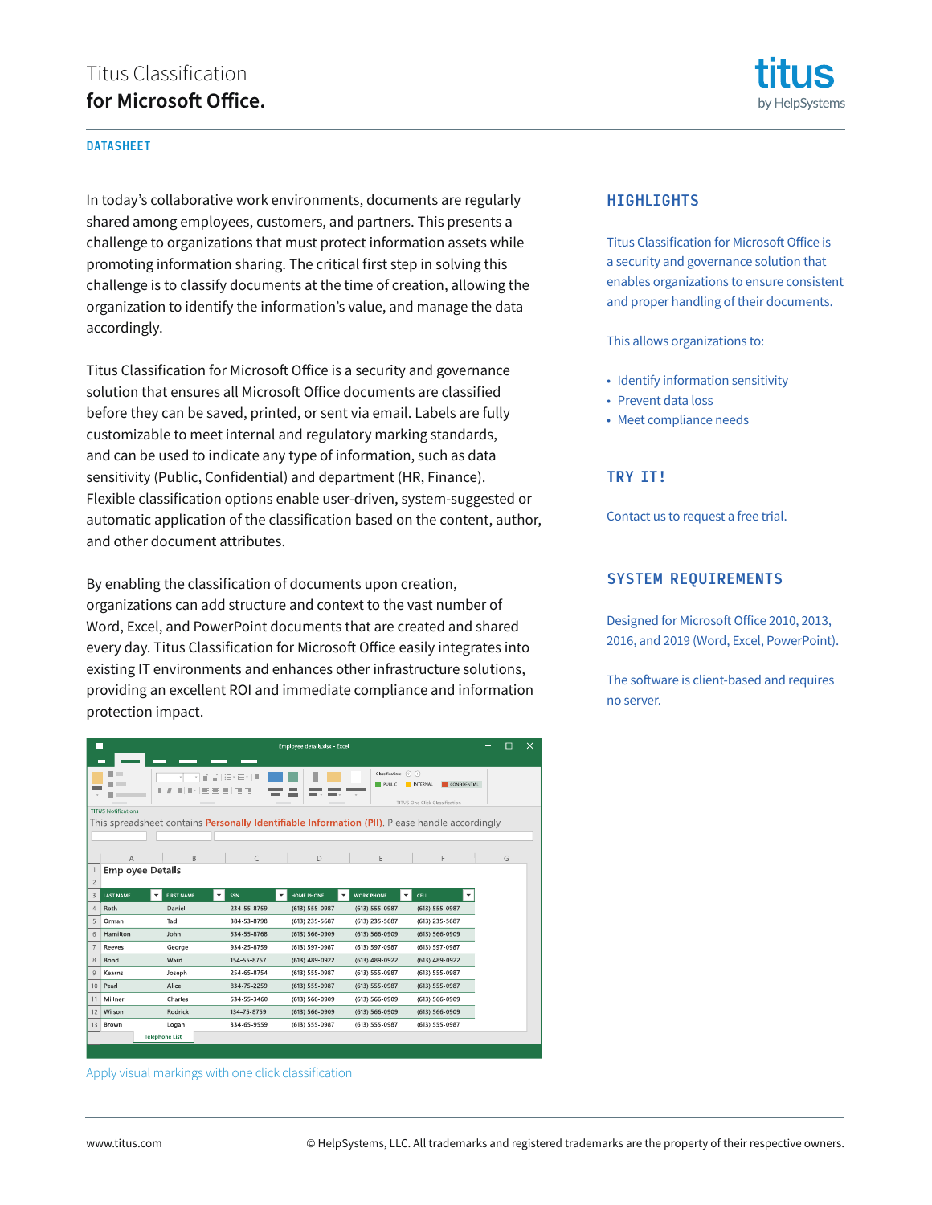# Titus Classification
# for Microsoft Office.

titus by HelpSystems

DATASHEET

In today's collaborative work environments, documents are regularly shared among employees, customers, and partners. This presents a challenge to organizations that must protect information assets while promoting information sharing. The critical first step in solving this challenge is to classify documents at the time of creation, allowing the organization to identify the information's value, and manage the data accordingly.

Titus Classification for Microsoft Office is a security and governance solution that ensures all Microsoft Office documents are classified before they can be saved, printed, or sent via email. Labels are fully customizable to meet internal and regulatory marking standards, and can be used to indicate any type of information, such as data sensitivity (Public, Confidential) and department (HR, Finance). Flexible classification options enable user-driven, system-suggested or automatic application of the classification based on the content, author, and other document attributes.

By enabling the classification of documents upon creation, organizations can add structure and context to the vast number of Word, Excel, and PowerPoint documents that are created and shared every day. Titus Classification for Microsoft Office easily integrates into existing IT environments and enhances other infrastructure solutions, providing an excellent ROI and immediate compliance and information protection impact.

Apply visual markings with one click classification

## HIGHLIGHTS

Titus Classification for Microsoft Office is a security and governance solution that enables organizations to ensure consistent and proper handling of their documents.

This allows organizations to:

- Identify information sensitivity
- Prevent data loss
- Meet compliance needs

## TRY IT!

Contact us to request a free trial.

## SYSTEM REQUIREMENTS

Designed for Microsoft Office 2010, 2013, 2016, and 2019 (Word, Excel, PowerPoint).

The software is client-based and requires no server.

www.titus.com

© HelpSystems, LLC. All trademarks and registered trademarks are the property of their respective owners.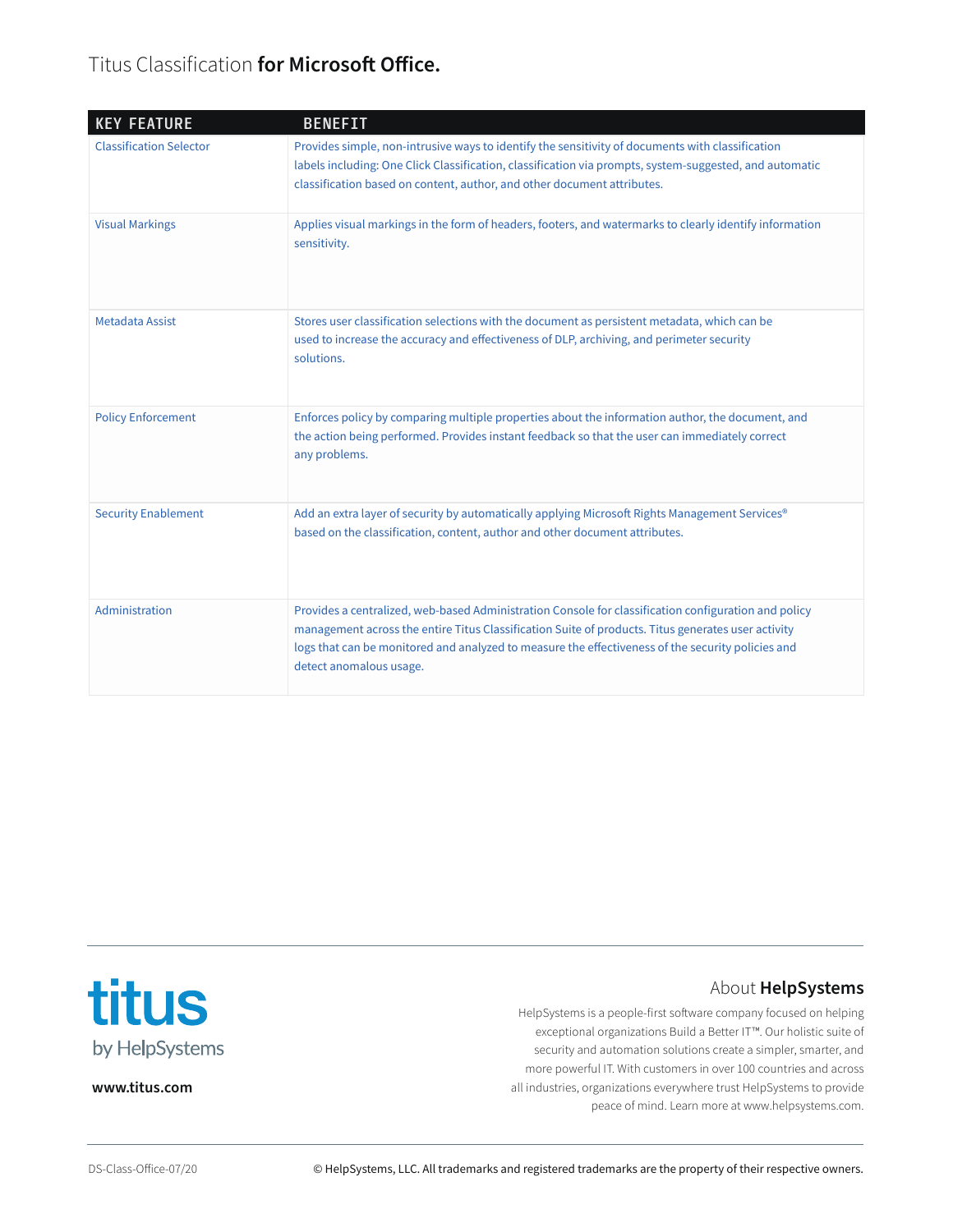# Titus Classification **for Microsoft Office.**

| KEY FEATURE | BENEFIT |
|---|---|
| Classification Selector | Provides simple, non-intrusive ways to identify the sensitivity of documents with classification labels including: One Click Classification, classification via prompts, system-suggested, and automatic classification based on content, author, and other document attributes. |
| Visual Markings | Applies visual markings in the form of headers, footers, and watermarks to clearly identify information sensitivity. |
| Metadata Assist | Stores user classification selections with the document as persistent metadata, which can be used to increase the accuracy and effectiveness of DLP, archiving, and perimeter security solutions. |
| Policy Enforcement | Enforces policy by comparing multiple properties about the information author, the document, and the action being performed. Provides instant feedback so that the user can immediately correct any problems. |
| Security Enablement | Add an extra layer of security by automatically applying Microsoft Rights Management Services® based on the classification, content, author and other document attributes. |
| Administration | Provides a centralized, web-based Administration Console for classification configuration and policy management across the entire Titus Classification Suite of products. Titus generates user activity logs that can be monitored and analyzed to measure the effectiveness of the security policies and detect anomalous usage. |

titus by HelpSystems

**www.titus.com**

## About **HelpSystems**

HelpSystems is a people-first software company focused on helping exceptional organizations Build a Better IT™. Our holistic suite of security and automation solutions create a simpler, smarter, and more powerful IT. With customers in over 100 countries and across all industries, organizations everywhere trust HelpSystems to provide peace of mind. Learn more at www.helpsystems.com.

DS-Class-Office-07/20

© HelpSystems, LLC. All trademarks and registered trademarks are the property of their respective owners.